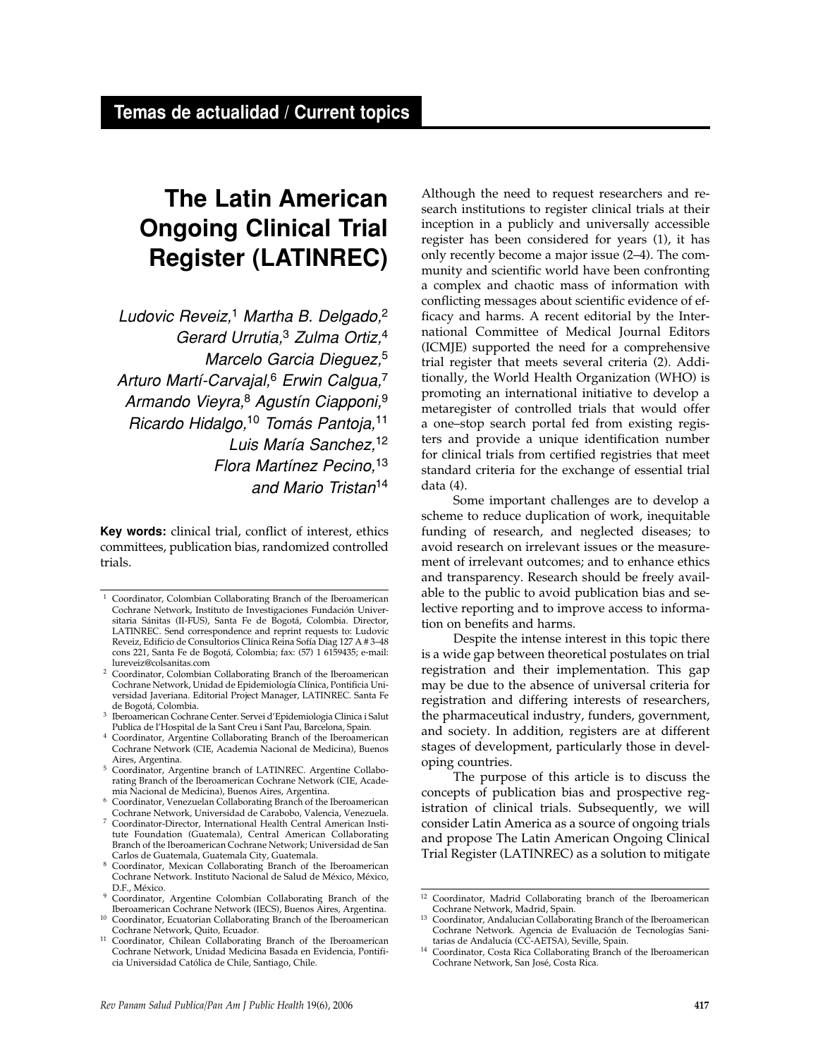Temas de actualidad / Current topics

# The Latin American Ongoing Clinical Trial Register (LATINREC)

*Ludovic Reveiz,[1] Martha B. Delgado,[2] Gerard Urrutia,[3] Zulma Ortiz,[4] Marcelo Garcia Dieguez,[5] Arturo Martí-Carvajal,[6] Erwin Calgua,[7] Armando Vieyra,[8] Agustín Ciapponi,[9] Ricardo Hidalgo,[10] Tomás Pantoja,[11] Luis María Sanchez,[12] Flora Martínez Pecino,[13] and Mario Tristan[14]*

**Key words:** clinical trial, conflict of interest, ethics committees, publication bias, randomized controlled trials.

Although the need to request researchers and research institutions to register clinical trials at their inception in a publicly and universally accessible register has been considered for years (1), it has only recently become a major issue (2–4). The community and scientific world have been confronting a complex and chaotic mass of information with conflicting messages about scientific evidence of efficacy and harms. A recent editorial by the International Committee of Medical Journal Editors (ICMJE) supported the need for a comprehensive trial register that meets several criteria (2). Additionally, the World Health Organization (WHO) is promoting an international initiative to develop a metaregister of controlled trials that would offer a one–stop search portal fed from existing registers and provide a unique identification number for clinical trials from certified registries that meet standard criteria for the exchange of essential trial data (4).

Some important challenges are to develop a scheme to reduce duplication of work, inequitable funding of research, and neglected diseases; to avoid research on irrelevant issues or the measurement of irrelevant outcomes; and to enhance ethics and transparency. Research should be freely available to the public to avoid publication bias and selective reporting and to improve access to information on benefits and harms.

Despite the intense interest in this topic there is a wide gap between theoretical postulates on trial registration and their implementation. This gap may be due to the absence of universal criteria for registration and differing interests of researchers, the pharmaceutical industry, funders, government, and society. In addition, registers are at different stages of development, particularly those in developing countries.

The purpose of this article is to discuss the concepts of publication bias and prospective registration of clinical trials. Subsequently, we will consider Latin America as a source of ongoing trials and propose The Latin American Ongoing Clinical Trial Register (LATINREC) as a solution to mitigate

---

[1] Coordinator, Colombian Collaborating Branch of the Iberoamerican Cochrane Network, Instituto de Investigaciones Fundación Universitaria Sánitas (II-FUS), Santa Fe de Bogotá, Colombia. Director, LATINREC. Send correspondence and reprint requests to: Ludovic Reveiz, Edificio de Consultorios Clínica Reina Sofía Diag 127 A # 3–48 cons 221, Santa Fe de Bogotá, Colombia; fax: (57) 1 6159435; e-mail: lureveiz@colsanitas.com

[2] Coordinator, Colombian Collaborating Branch of the Iberoamerican Cochrane Network, Unidad de Epidemiología Clínica, Pontificia Universidad Javeriana. Editorial Project Manager, LATINREC. Santa Fe de Bogotá, Colombia.

[3] Iberoamerican Cochrane Center. Servei d'Epidemiologia Clinica i Salut Publica de l'Hospital de la Sant Creu i Sant Pau, Barcelona, Spain.

[4] Coordinator, Argentine Collaborating Branch of the Iberoamerican Cochrane Network (CIE, Academia Nacional de Medicina), Buenos Aires, Argentina.

[5] Coordinator, Argentine branch of LATINREC. Argentine Collaborating Branch of the Iberoamerican Cochrane Network (CIE, Academia Nacional de Medicina), Buenos Aires, Argentina.

[6] Coordinator, Venezuelan Collaborating Branch of the Iberoamerican Cochrane Network, Universidad de Carabobo, Valencia, Venezuela.

[7] Coordinator-Director, International Health Central American Institute Foundation (Guatemala), Central American Collaborating Branch of the Iberoamerican Cochrane Network; Universidad de San Carlos de Guatemala, Guatemala City, Guatemala.

[8] Coordinator, Mexican Collaborating Branch of the Iberoamerican Cochrane Network. Instituto Nacional de Salud de México, México, D.F., México.

[9] Coordinator, Argentine Colombian Collaborating Branch of the Iberoamerican Cochrane Network (IECS), Buenos Aires, Argentina.

[10] Coordinator, Ecuatorian Collaborating Branch of the Iberoamerican Cochrane Network, Quito, Ecuador.

[11] Coordinator, Chilean Collaborating Branch of the Iberoamerican Cochrane Network, Unidad Medicina Basada en Evidencia, Pontificia Universidad Católica de Chile, Santiago, Chile.

[12] Coordinator, Madrid Collaborating branch of the Iberoamerican Cochrane Network, Madrid, Spain.

[13] Coordinator, Andalucian Collaborating Branch of the Iberoamerican Cochrane Network. Agencia de Evaluación de Tecnologías Sanitarias de Andalucía (CC-AETSA), Seville, Spain.

[14] Coordinator, Costa Rica Collaborating Branch of the Iberoamerican Cochrane Network, San José, Costa Rica.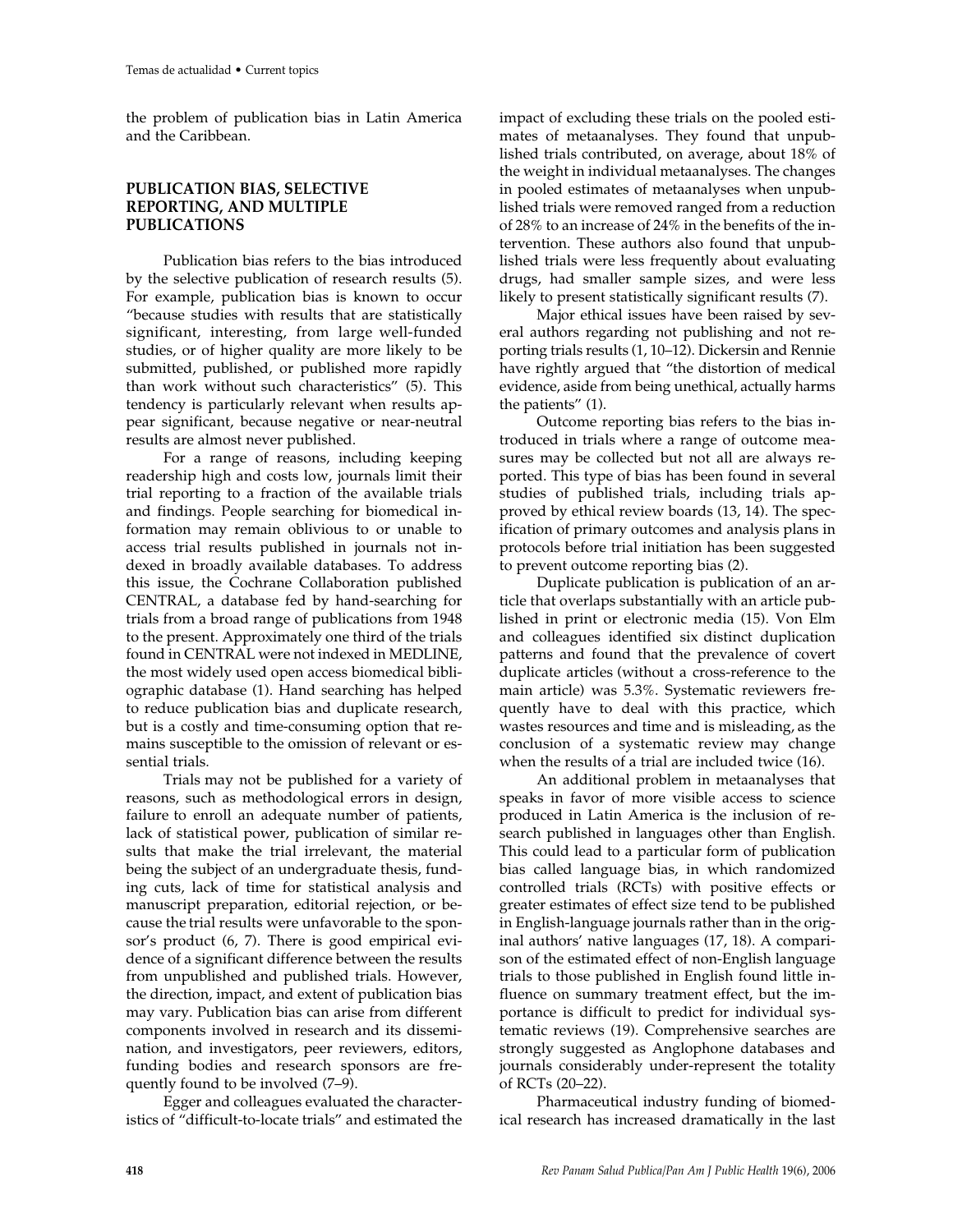the problem of publication bias in Latin America and the Caribbean.

## PUBLICATION BIAS, SELECTIVE REPORTING, AND MULTIPLE PUBLICATIONS

Publication bias refers to the bias introduced by the selective publication of research results (5). For example, publication bias is known to occur "because studies with results that are statistically significant, interesting, from large well-funded studies, or of higher quality are more likely to be submitted, published, or published more rapidly than work without such characteristics" (5). This tendency is particularly relevant when results appear significant, because negative or near-neutral results are almost never published.

For a range of reasons, including keeping readership high and costs low, journals limit their trial reporting to a fraction of the available trials and findings. People searching for biomedical information may remain oblivious to or unable to access trial results published in journals not indexed in broadly available databases. To address this issue, the Cochrane Collaboration published CENTRAL, a database fed by hand-searching for trials from a broad range of publications from 1948 to the present. Approximately one third of the trials found in CENTRAL were not indexed in MEDLINE, the most widely used open access biomedical bibliographic database (1). Hand searching has helped to reduce publication bias and duplicate research, but is a costly and time-consuming option that remains susceptible to the omission of relevant or essential trials.

Trials may not be published for a variety of reasons, such as methodological errors in design, failure to enroll an adequate number of patients, lack of statistical power, publication of similar results that make the trial irrelevant, the material being the subject of an undergraduate thesis, funding cuts, lack of time for statistical analysis and manuscript preparation, editorial rejection, or because the trial results were unfavorable to the sponsor's product (6, 7). There is good empirical evidence of a significant difference between the results from unpublished and published trials. However, the direction, impact, and extent of publication bias may vary. Publication bias can arise from different components involved in research and its dissemination, and investigators, peer reviewers, editors, funding bodies and research sponsors are frequently found to be involved (7–9).

Egger and colleagues evaluated the characteristics of "difficult-to-locate trials" and estimated the impact of excluding these trials on the pooled estimates of metaanalyses. They found that unpublished trials contributed, on average, about 18% of the weight in individual metaanalyses. The changes in pooled estimates of metaanalyses when unpublished trials were removed ranged from a reduction of 28% to an increase of 24% in the benefits of the intervention. These authors also found that unpublished trials were less frequently about evaluating drugs, had smaller sample sizes, and were less likely to present statistically significant results (7).

Major ethical issues have been raised by several authors regarding not publishing and not reporting trials results (1, 10–12). Dickersin and Rennie have rightly argued that "the distortion of medical evidence, aside from being unethical, actually harms the patients" (1).

Outcome reporting bias refers to the bias introduced in trials where a range of outcome measures may be collected but not all are always reported. This type of bias has been found in several studies of published trials, including trials approved by ethical review boards (13, 14). The specification of primary outcomes and analysis plans in protocols before trial initiation has been suggested to prevent outcome reporting bias (2).

Duplicate publication is publication of an article that overlaps substantially with an article published in print or electronic media (15). Von Elm and colleagues identified six distinct duplication patterns and found that the prevalence of covert duplicate articles (without a cross-reference to the main article) was 5.3%. Systematic reviewers frequently have to deal with this practice, which wastes resources and time and is misleading, as the conclusion of a systematic review may change when the results of a trial are included twice (16).

An additional problem in metaanalyses that speaks in favor of more visible access to science produced in Latin America is the inclusion of research published in languages other than English. This could lead to a particular form of publication bias called language bias, in which randomized controlled trials (RCTs) with positive effects or greater estimates of effect size tend to be published in English-language journals rather than in the original authors' native languages (17, 18). A comparison of the estimated effect of non-English language trials to those published in English found little influence on summary treatment effect, but the importance is difficult to predict for individual systematic reviews (19). Comprehensive searches are strongly suggested as Anglophone databases and journals considerably under-represent the totality of RCTs (20–22).

Pharmaceutical industry funding of biomedical research has increased dramatically in the last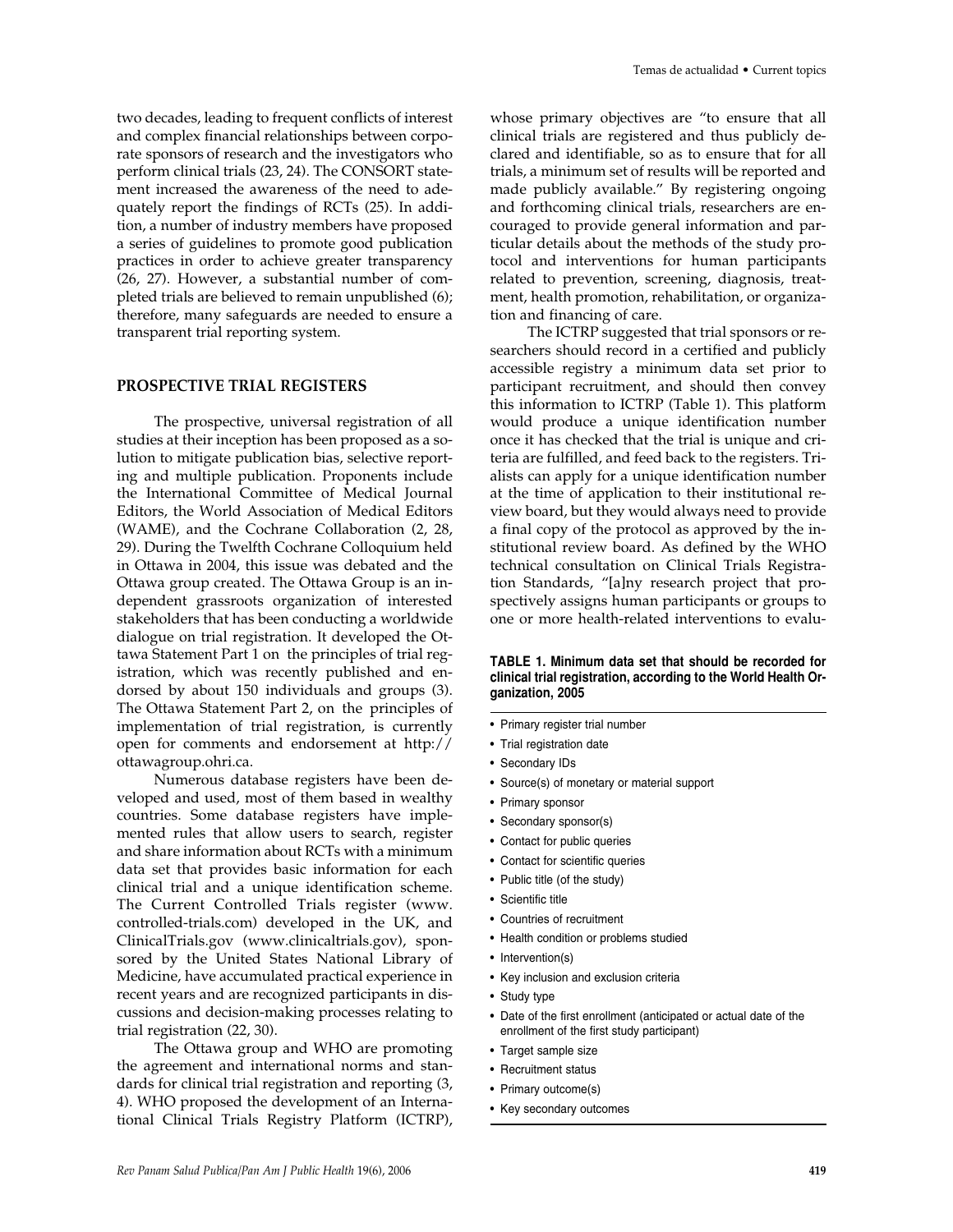two decades, leading to frequent conflicts of interest and complex financial relationships between corporate sponsors of research and the investigators who perform clinical trials (23, 24). The CONSORT statement increased the awareness of the need to adequately report the findings of RCTs (25). In addition, a number of industry members have proposed a series of guidelines to promote good publication practices in order to achieve greater transparency (26, 27). However, a substantial number of completed trials are believed to remain unpublished (6); therefore, many safeguards are needed to ensure a transparent trial reporting system.

## PROSPECTIVE TRIAL REGISTERS

The prospective, universal registration of all studies at their inception has been proposed as a solution to mitigate publication bias, selective reporting and multiple publication. Proponents include the International Committee of Medical Journal Editors, the World Association of Medical Editors (WAME), and the Cochrane Collaboration (2, 28, 29). During the Twelfth Cochrane Colloquium held in Ottawa in 2004, this issue was debated and the Ottawa group created. The Ottawa Group is an independent grassroots organization of interested stakeholders that has been conducting a worldwide dialogue on trial registration. It developed the Ottawa Statement Part 1 on the principles of trial registration, which was recently published and endorsed by about 150 individuals and groups (3). The Ottawa Statement Part 2, on the principles of implementation of trial registration, is currently open for comments and endorsement at http://ottawagroup.ohri.ca.

Numerous database registers have been developed and used, most of them based in wealthy countries. Some database registers have implemented rules that allow users to search, register and share information about RCTs with a minimum data set that provides basic information for each clinical trial and a unique identification scheme. The Current Controlled Trials register (www.controlled-trials.com) developed in the UK, and ClinicalTrials.gov (www.clinicaltrials.gov), sponsored by the United States National Library of Medicine, have accumulated practical experience in recent years and are recognized participants in discussions and decision-making processes relating to trial registration (22, 30).

The Ottawa group and WHO are promoting the agreement and international norms and standards for clinical trial registration and reporting (3, 4). WHO proposed the development of an International Clinical Trials Registry Platform (ICTRP), whose primary objectives are "to ensure that all clinical trials are registered and thus publicly declared and identifiable, so as to ensure that for all trials, a minimum set of results will be reported and made publicly available." By registering ongoing and forthcoming clinical trials, researchers are encouraged to provide general information and particular details about the methods of the study protocol and interventions for human participants related to prevention, screening, diagnosis, treatment, health promotion, rehabilitation, or organization and financing of care.

The ICTRP suggested that trial sponsors or researchers should record in a certified and publicly accessible registry a minimum data set prior to participant recruitment, and should then convey this information to ICTRP (Table 1). This platform would produce a unique identification number once it has checked that the trial is unique and criteria are fulfilled, and feed back to the registers. Trialists can apply for a unique identification number at the time of application to their institutional review board, but they would always need to provide a final copy of the protocol as approved by the institutional review board. As defined by the WHO technical consultation on Clinical Trials Registration Standards, "[a]ny research project that prospectively assigns human participants or groups to one or more health-related interventions to evalu-

**TABLE 1. Minimum data set that should be recorded for clinical trial registration, according to the World Health Organization, 2005**

- Primary register trial number
- Trial registration date
- Secondary IDs
- Source(s) of monetary or material support
- Primary sponsor
- Secondary sponsor(s)
- Contact for public queries
- Contact for scientific queries
- Public title (of the study)
- Scientific title
- Countries of recruitment
- Health condition or problems studied
- Intervention(s)
- Key inclusion and exclusion criteria
- Study type
- Date of the first enrollment (anticipated or actual date of the enrollment of the first study participant)
- Target sample size
- Recruitment status
- Primary outcome(s)
- Key secondary outcomes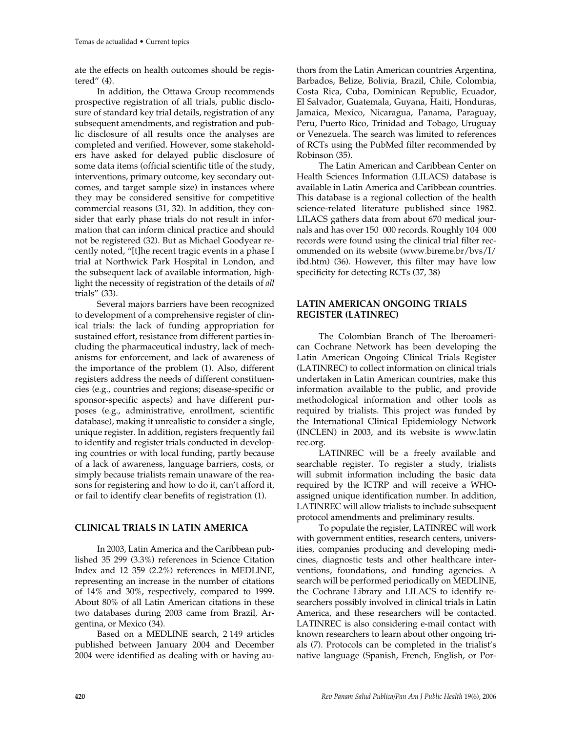ate the effects on health outcomes should be registered" (4).

In addition, the Ottawa Group recommends prospective registration of all trials, public disclosure of standard key trial details, registration of any subsequent amendments, and registration and public disclosure of all results once the analyses are completed and verified. However, some stakeholders have asked for delayed public disclosure of some data items (official scientific title of the study, interventions, primary outcome, key secondary outcomes, and target sample size) in instances where they may be considered sensitive for competitive commercial reasons (31, 32). In addition, they consider that early phase trials do not result in information that can inform clinical practice and should not be registered (32). But as Michael Goodyear recently noted, "[t]he recent tragic events in a phase I trial at Northwick Park Hospital in London, and the subsequent lack of available information, highlight the necessity of registration of the details of *all* trials" (33).

Several majors barriers have been recognized to development of a comprehensive register of clinical trials: the lack of funding appropriation for sustained effort, resistance from different parties including the pharmaceutical industry, lack of mechanisms for enforcement, and lack of awareness of the importance of the problem (1). Also, different registers address the needs of different constituencies (e.g., countries and regions; disease-specific or sponsor-specific aspects) and have different purposes (e.g., administrative, enrollment, scientific database), making it unrealistic to consider a single, unique register. In addition, registers frequently fail to identify and register trials conducted in developing countries or with local funding, partly because of a lack of awareness, language barriers, costs, or simply because trialists remain unaware of the reasons for registering and how to do it, can't afford it, or fail to identify clear benefits of registration (1).

## CLINICAL TRIALS IN LATIN AMERICA

In 2003, Latin America and the Caribbean published 35 299 (3.3%) references in Science Citation Index and 12 359 (2.2%) references in MEDLINE, representing an increase in the number of citations of 14% and 30%, respectively, compared to 1999. About 80% of all Latin American citations in these two databases during 2003 came from Brazil, Argentina, or Mexico (34).

Based on a MEDLINE search, 2 149 articles published between January 2004 and December 2004 were identified as dealing with or having authors from the Latin American countries Argentina, Barbados, Belize, Bolivia, Brazil, Chile, Colombia, Costa Rica, Cuba, Dominican Republic, Ecuador, El Salvador, Guatemala, Guyana, Haiti, Honduras, Jamaica, Mexico, Nicaragua, Panama, Paraguay, Peru, Puerto Rico, Trinidad and Tobago, Uruguay or Venezuela. The search was limited to references of RCTs using the PubMed filter recommended by Robinson (35).

The Latin American and Caribbean Center on Health Sciences Information (LILACS) database is available in Latin America and Caribbean countries. This database is a regional collection of the health science-related literature published since 1982. LILACS gathers data from about 670 medical journals and has over 150 000 records. Roughly 104 000 records were found using the clinical trial filter recommended on its website (www.bireme.br/bvs/I/ibd.htm) (36). However, this filter may have low specificity for detecting RCTs (37, 38)

## LATIN AMERICAN ONGOING TRIALS REGISTER (LATINREC)

The Colombian Branch of The Iberoamerican Cochrane Network has been developing the Latin American Ongoing Clinical Trials Register (LATINREC) to collect information on clinical trials undertaken in Latin American countries, make this information available to the public, and provide methodological information and other tools as required by trialists. This project was funded by the International Clinical Epidemiology Network (INCLEN) in 2003, and its website is www.latinrec.org.

LATINREC will be a freely available and searchable register. To register a study, trialists will submit information including the basic data required by the ICTRP and will receive a WHO-assigned unique identification number. In addition, LATINREC will allow trialists to include subsequent protocol amendments and preliminary results.

To populate the register, LATINREC will work with government entities, research centers, universities, companies producing and developing medicines, diagnostic tests and other healthcare interventions, foundations, and funding agencies. A search will be performed periodically on MEDLINE, the Cochrane Library and LILACS to identify researchers possibly involved in clinical trials in Latin America, and these researchers will be contacted. LATINREC is also considering e-mail contact with known researchers to learn about other ongoing trials (7). Protocols can be completed in the trialist's native language (Spanish, French, English, or Por-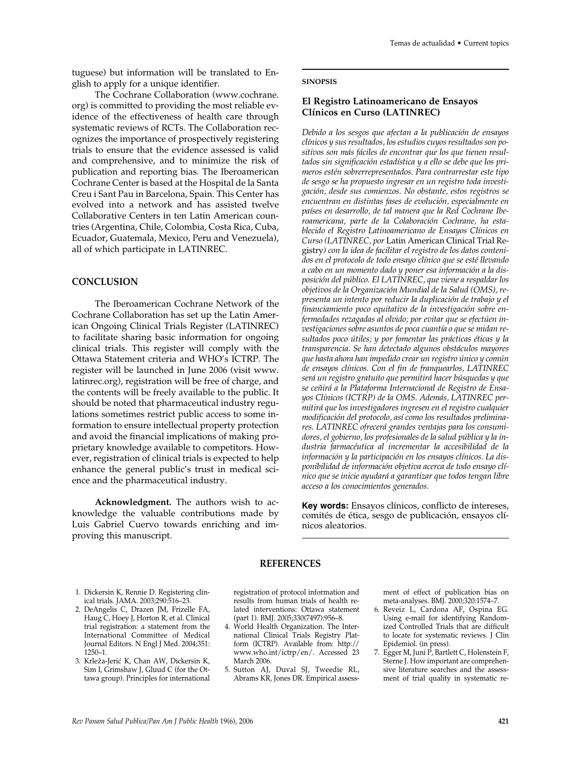tuguese) but information will be translated to English to apply for a unique identifier.

The Cochrane Collaboration (www.cochrane.org) is committed to providing the most reliable evidence of the effectiveness of health care through systematic reviews of RCTs. The Collaboration recognizes the importance of prospectively registering trials to ensure that the evidence assessed is valid and comprehensive, and to minimize the risk of publication and reporting bias. The Iberoamerican Cochrane Center is based at the Hospital de la Santa Creu i Sant Pau in Barcelona, Spain. This Center has evolved into a network and has assisted twelve Collaborative Centers in ten Latin American countries (Argentina, Chile, Colombia, Costa Rica, Cuba, Ecuador, Guatemala, Mexico, Peru and Venezuela), all of which participate in LATINREC.

## CONCLUSION

The Iberoamerican Cochrane Network of the Cochrane Collaboration has set up the Latin American Ongoing Clinical Trials Register (LATINREC) to facilitate sharing basic information for ongoing clinical trials. This register will comply with the Ottawa Statement criteria and WHO's ICTRP. The register will be launched in June 2006 (visit www.latinrec.org), registration will be free of charge, and the contents will be freely available to the public. It should be noted that pharmaceutical industry regulations sometimes restrict public access to some information to ensure intellectual property protection and avoid the financial implications of making proprietary knowledge available to competitors. However, registration of clinical trials is expected to help enhance the general public's trust in medical science and the pharmaceutical industry.

**Acknowledgment.** The authors wish to acknowledge the valuable contributions made by Luis Gabriel Cuervo towards enriching and improving this manuscript.

**SINOPSIS**

### El Registro Latinoamericano de Ensayos Clínicos en Curso (LATINREC)

*Debido a los sesgos que afectan a la publicación de ensayos clínicos y sus resultados, los estudios cuyos resultados son positivos son más fáciles de encontrar que los que tienen resultados sin significación estadística y a ello se debe que los primeros estén sobrerrepresentados. Para contrarrestar este tipo de sesgo se ha propuesto ingresar en un registro toda investigación, desde sus comienzos. No obstante, estos registros se encuentran en distintas fases de evolución, especialmente en países en desarrollo, de tal manera que la Red Cochrane Iberoamericana, parte de la Colaboración Cochrane, ha establecido el Registro Latinoamericano de Ensayos Clínicos en Curso (LATINREC, por* Latin American Clinical Trial Registry*) con la idea de facilitar el registro de los datos contenidos en el protocolo de todo ensayo clínico que se esté llevando a cabo en un momento dado y poner esa información a la disposición del público. El LATINREC, que viene a respaldar los objetivos de la Organización Mundial de la Salud (OMS), representa un intento por reducir la duplicación de trabajo y el financiamiento poco equitativo de la investigación sobre enfermedades rezagadas al olvido; por evitar que se efectúen investigaciones sobre asuntos de poca cuantía o que se midan resultados poco útiles; y por fomentar las prácticas éticas y la transparencia. Se han detectado algunos obstáculos mayores que hasta ahora han impedido crear un registro único y común de ensayos clínicos. Con el fin de franquearlos, LATINREC será un registro gratuito que permitirá hacer búsquedas y que se ceñirá a la Plataforma Internacional de Registro de Ensayos Clínicos (ICTRP) de la OMS. Además, LATINREC permitirá que los investigadores ingresen en el registro cualquier modificación del protocolo, así como los resultados preliminares. LATINREC ofrecerá grandes ventajas para los consumidores, el gobierno, los profesionales de la salud pública y la industria farmacéutica al incrementar la accesibilidad de la información y la participación en los ensayos clínicos. La disponibilidad de información objetiva acerca de todo ensayo clínico que se inicie ayudará a garantizar que todos tengan libre acceso a los conocimientos generados.*

**Key words:** Ensayos clínicos, conflicto de intereses, comités de ética, sesgo de publicación, ensayos clínicos aleatorios.

## REFERENCES

1. Dickersin K, Rennie D. Registering clinical trials. JAMA. 2003;290:516–23.
2. DeAngelis C, Drazen JM, Frizelle FA, Haug C, Hoey J, Horton R, et al. Clinical trial registration: a statement from the International Committee of Medical Journal Editors. N Engl J Med. 2004;351: 1250–1.
3. Krleža-Jerić K, Chan AW, Dickersin K, Sim I, Grimshaw J, Gluud C (for the Ottawa group). Principles for international registration of protocol information and results from human trials of health related interventions: Ottawa statement (part 1). BMJ. 2005;330(7497):956–8.
4. World Health Organization. The International Clinical Trials Registry Platform (ICTRP). Available from: http://www.who.int/ictrp/en/. Accessed 23 March 2006.
5. Sutton AJ, Duval SJ, Tweedie RL, Abrams KR, Jones DR. Empirical assessment of effect of publication bias on meta-analyses. BMJ. 2000;320:1574–7.
6. Reveiz L, Cardona AF, Ospina EG. Using e-mail for identifying Randomized Controlled Trials that are difficult to locate for systematic reviews. J Clin Epidemiol. (in press).
7. Egger M, Juni P, Bartlett C, Holenstein F, Sterne J. How important are comprehensive literature searches and the assessment of trial quality in systematic re-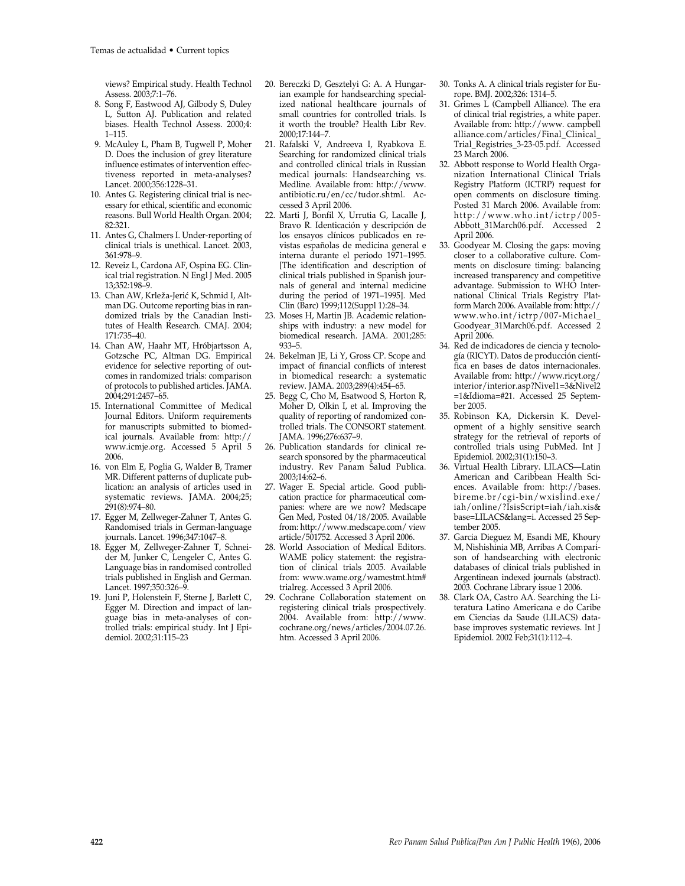views? Empirical study. Health Technol Assess. 2003;7:1–76.

8. Song F, Eastwood AJ, Gilbody S, Duley L, Sutton AJ. Publication and related biases. Health Technol Assess. 2000;4: 1–115.
9. McAuley L, Pham B, Tugwell P, Moher D. Does the inclusion of grey literature influence estimates of intervention effectiveness reported in meta-analyses? Lancet. 2000;356:1228–31.
10. Antes G. Registering clinical trial is necessary for ethical, scientific and economic reasons. Bull World Health Organ. 2004; 82:321.
11. Antes G, Chalmers I. Under-reporting of clinical trials is unethical. Lancet. 2003, 361:978–9.
12. Reveiz L, Cardona AF, Ospina EG. Clinical trial registration. N Engl J Med. 2005 13;352:198–9.
13. Chan AW, Krleža-Jerić K, Schmid I, Altman DG. Outcome reporting bias in randomized trials by the Canadian Institutes of Health Research. CMAJ. 2004; 171:735–40.
14. Chan AW, Haahr MT, Hróbjartsson A, Gotzsche PC, Altman DG. Empirical evidence for selective reporting of outcomes in randomized trials: comparison of protocols to published articles. JAMA. 2004;291:2457–65.
15. International Committee of Medical Journal Editors. Uniform requirements for manuscripts submitted to biomedical journals. Available from: http://www.icmje.org. Accessed 5 April 5 2006.
16. von Elm E, Poglia G, Walder B, Tramer MR. Different patterns of duplicate publication: an analysis of articles used in systematic reviews. JAMA. 2004;25; 291(8):974–80.
17. Egger M, Zellweger-Zahner T, Antes G. Randomised trials in German-language journals. Lancet. 1996;347:1047–8.
18. Egger M, Zellweger-Zahner T, Schneider M, Junker C, Lengeler C, Antes G. Language bias in randomised controlled trials published in English and German. Lancet. 1997;350:326–9.
19. Juni P, Holenstein F, Sterne J, Barlett C, Egger M. Direction and impact of language bias in meta-analyses of controlled trials: empirical study. Int J Epidemiol. 2002;31:115–23
20. Bereczki D, Gesztelyi G: A. A Hungarian example for handsearching specialized national healthcare journals of small countries for controlled trials. Is it worth the trouble? Health Libr Rev. 2000;17:144–7.
21. Rafalski V, Andreeva I, Ryabkova E. Searching for randomized clinical trials and controlled clinical trials in Russian medical journals: Handsearching vs. Medline. Available from: http://www.antibiotic.ru/en/cc/tudor.shtml. Accessed 3 April 2006.
22. Marti J, Bonfil X, Urrutia G, Lacalle J, Bravo R. Identicación y descripción de los ensayos clínicos publicados en revistas españolas de medicina general e interna durante el periodo 1971–1995. [The identification and description of clinical trials published in Spanish journals of general and internal medicine during the period of 1971–1995]. Med Clin (Barc) 1999;112(Suppl 1):28–34.
23. Moses H, Martin JB. Academic relationships with industry: a new model for biomedical research. JAMA. 2001;285: 933–5.
24. Bekelman JE, Li Y, Gross CP. Scope and impact of financial conflicts of interest in biomedical research: a systematic review. JAMA. 2003;289(4):454–65.
25. Begg C, Cho M, Esatwood S, Horton R, Moher D, Olkin I, et al. Improving the quality of reporting of randomized controlled trials. The CONSORT statement. JAMA. 1996;276:637–9.
26. Publication standards for clinical research sponsored by the pharmaceutical industry. Rev Panam Salud Publica. 2003;14:62–6.
27. Wager E. Special article. Good publication practice for pharmaceutical companies: where are we now? Medscape Gen Med, Posted 04/18/2005. Available from: http://www.medscape.com/ viewarticle/501752. Accessed 3 April 2006.
28. World Association of Medical Editors. WAME policy statement: the registration of clinical trials 2005. Available from: www.wame.org/wamestmt.htm#trialreg. Accessed 3 April 2006.
29. Cochrane Collaboration statement on registering clinical trials prospectively. 2004. Available from: http://www.cochrane.org/news/articles/2004.07.26.htm. Accessed 3 April 2006.
30. Tonks A. A clinical trials register for Europe. BMJ. 2002;326: 1314–5.
31. Grimes L (Campbell Alliance). The era of clinical trial registries, a white paper. Available from: http://www. campbellalliance.com/articles/Final_Clinical_Trial_Registries_3-23-05.pdf. Accessed 23 March 2006.
32. Abbott response to World Health Organization International Clinical Trials Registry Platform (ICTRP) request for open comments on disclosure timing. Posted 31 March 2006. Available from: http://www.who.int/ictrp/005-Abbott_31March06.pdf. Accessed 2 April 2006.
33. Goodyear M. Closing the gaps: moving closer to a collaborative culture. Comments on disclosure timing: balancing increased transparency and competitive advantage. Submission to WHO International Clinical Trials Registry Platform March 2006. Available from: http://www.who.int/ictrp/007-Michael_Goodyear_31March06.pdf. Accessed 2 April 2006.
34. Red de indicadores de ciencia y tecnología (RICYT). Datos de producción científica en bases de datos internacionales. Available from: http://www.ricyt.org/interior/interior.asp?Nivel1=3&Nivel2=1&Idioma=#21. Accessed 25 September 2005.
35. Robinson KA, Dickersin K. Development of a highly sensitive search strategy for the retrieval of reports of controlled trials using PubMed. Int J Epidemiol. 2002;31(1):150–3.
36. Virtual Health Library. LILACS—Latin American and Caribbean Health Sciences. Available from: http://bases.bireme.br/cgi-bin/wxislind.exe/iah/online/?IsisScript=iah/iah.xis&base=LILACS&lang=i. Accessed 25 September 2005.
37. Garcia Dieguez M, Esandi ME, Khoury M, Nishishinia MB, Arribas A Comparison of handsearching with electronic databases of clinical trials published in Argentinean indexed journals (abstract). 2003. Cochrane Library issue 1 2006.
38. Clark OA, Castro AA. Searching the Literatura Latino Americana e do Caribe em Ciencias da Saude (LILACS) database improves systematic reviews. Int J Epidemiol. 2002 Feb;31(1):112–4.